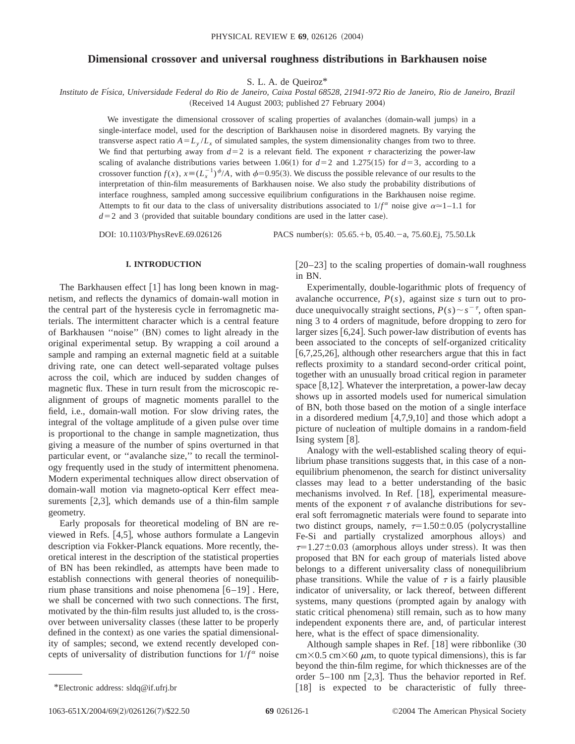# Dimensional crossover and universal roughness distributions in Barkhausen noise

S. L. A. de Queiroz*

*Instituto de Física, Universidade Federal do Rio de Janeiro, Caixa Postal 68528, 21941-972 Rio de Janeiro, Rio de Janeiro, Brazil*

(Received 14 August 2003; published 27 February 2004)

We investigate the dimensional crossover of scaling properties of avalanches (domain-wall jumps) in a single-interface model, used for the description of Barkhausen noise in disordered magnets. By varying the transverse aspect ratio $A = L_y/L_x$ of simulated samples, the system dimensionality changes from two to three. We find that perturbing away from $d=2$ is a relevant field. The exponent $\tau$ characterizing the power-law scaling of avalanche distributions varies between 1.06(1) for $d=2$ and 1.275(15) for $d=3$, according to a crossover function $f(x)$, $x \equiv (L_x^{-1})^{\phi}/A$, with $\phi = 0.95(3)$. We discuss the possible relevance of our results to the interpretation of thin-film measurements of Barkhausen noise. We also study the probability distributions of interface roughness, sampled among successive equilibrium configurations in the Barkhausen noise regime. Attempts to fit our data to the class of universality distributions associated to $1/f^{\alpha}$ noise give $\alpha \simeq 1$–1.1 for $d=2$ and 3 (provided that suitable boundary conditions are used in the latter case).

DOI: 10.1103/PhysRevE.69.026126 PACS number(s): 05.65.+b, 05.40.−a, 75.60.Ej, 75.50.Lk

## I. INTRODUCTION

The Barkhausen effect [1] has long been known in magnetism, and reflects the dynamics of domain-wall motion in the central part of the hysteresis cycle in ferromagnetic materials. The intermittent character which is a central feature of Barkhausen "noise" (BN) comes to light already in the original experimental setup. By wrapping a coil around a sample and ramping an external magnetic field at a suitable driving rate, one can detect well-separated voltage pulses across the coil, which are induced by sudden changes of magnetic flux. These in turn result from the microscopic realignment of groups of magnetic moments parallel to the field, i.e., domain-wall motion. For slow driving rates, the integral of the voltage amplitude of a given pulse over time is proportional to the change in sample magnetization, thus giving a measure of the number of spins overturned in that particular event, or "avalanche size," to recall the terminology frequently used in the study of intermittent phenomena. Modern experimental techniques allow direct observation of domain-wall motion via magneto-optical Kerr effect measurements [2,3], which demands use of a thin-film sample geometry.

Early proposals for theoretical modeling of BN are reviewed in Refs. [4,5], whose authors formulate a Langevin description via Fokker-Planck equations. More recently, theoretical interest in the description of the statistical properties of BN has been rekindled, as attempts have been made to establish connections with general theories of nonequilibrium phase transitions and noise phenomena [6–19]. Here, we shall be concerned with two such connections. The first, motivated by the thin-film results just alluded to, is the crossover between universality classes (these latter to be properly defined in the context) as one varies the spatial dimensionality of samples; second, we extend recently developed concepts of universality of distribution functions for $1/f^{\alpha}$ noise [20–23] to the scaling properties of domain-wall roughness in BN.

Experimentally, double-logarithmic plots of frequency of avalanche occurrence, $P(s)$, against size $s$ turn out to produce unequivocally straight sections, $P(s) \sim s^{-\tau}$, often spanning 3 to 4 orders of magnitude, before dropping to zero for larger sizes [6,24]. Such power-law distribution of events has been associated to the concepts of self-organized criticality [6,7,25,26], although other researchers argue that this in fact reflects proximity to a standard second-order critical point, together with an unusually broad critical region in parameter space [8,12]. Whatever the interpretation, a power-law decay shows up in assorted models used for numerical simulation of BN, both those based on the motion of a single interface in a disordered medium [4,7,9,10] and those which adopt a picture of nucleation of multiple domains in a random-field Ising system [8].

Analogy with the well-established scaling theory of equilibrium phase transitions suggests that, in this case of a nonequilibrium phenomenon, the search for distinct universality classes may lead to a better understanding of the basic mechanisms involved. In Ref. [18], experimental measurements of the exponent $\tau$ of avalanche distributions for several soft ferromagnetic materials were found to separate into two distinct groups, namely, $\tau = 1.50 \pm 0.05$ (polycrystalline Fe-Si and partially crystalized amorphous alloys) and $\tau = 1.27 \pm 0.03$ (amorphous alloys under stress). It was then proposed that BN for each group of materials listed above belongs to a different universality class of nonequilibrium phase transitions. While the value of $\tau$ is a fairly plausible indicator of universality, or lack thereof, between different systems, many questions (prompted again by analogy with static critical phenomena) still remain, such as to how many independent exponents there are, and, of particular interest here, what is the effect of space dimensionality.

Although sample shapes in Ref. [18] were ribbonlike (30 cm$\times$0.5 cm$\times$60 $\mu$m, to quote typical dimensions), this is far beyond the thin-film regime, for which thicknesses are of the order 5–100 nm [2,3]. Thus the behavior reported in Ref. [18] is expected to be characteristic of fully three-

*Electronic address: sldq@if.ufrj.br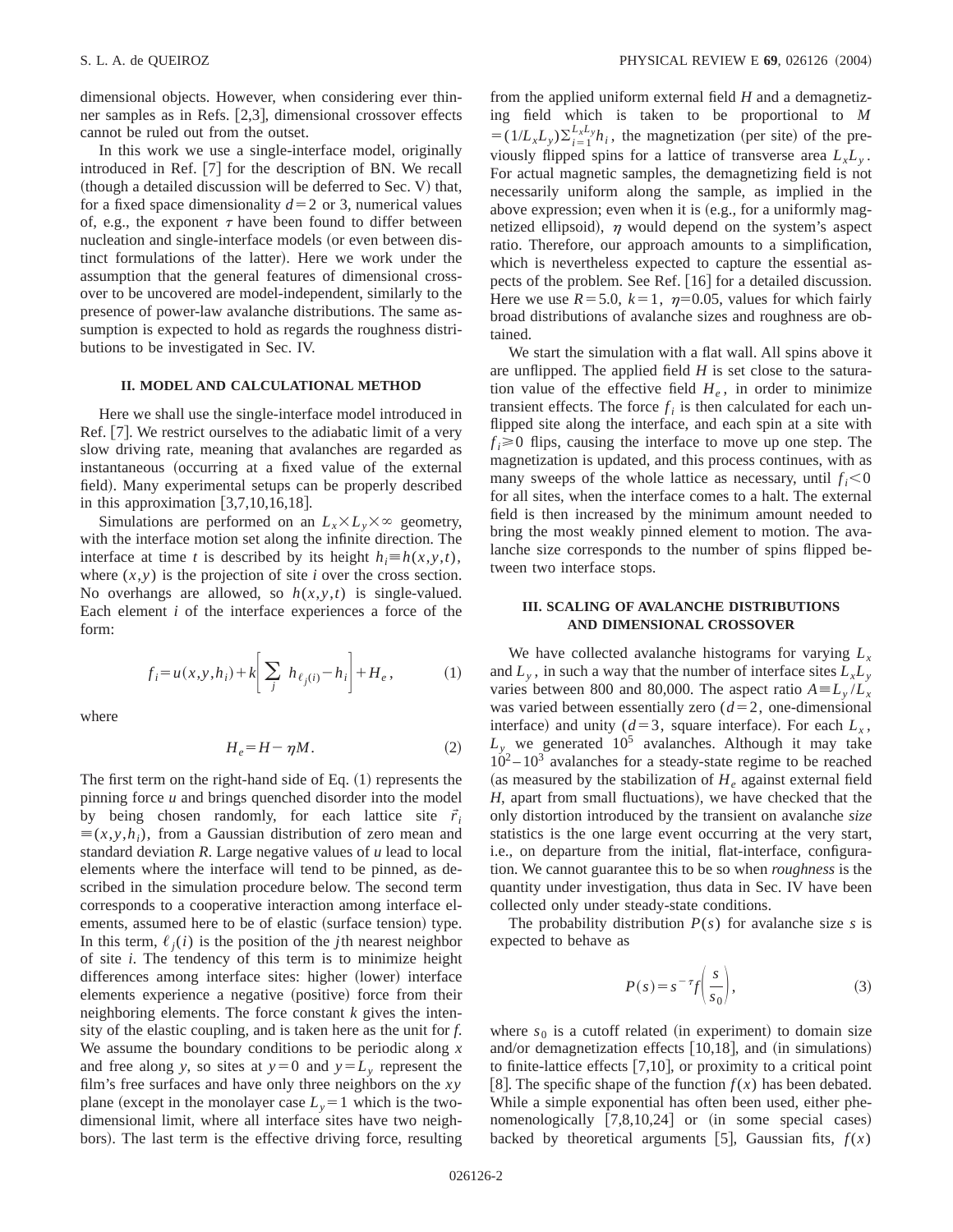dimensional objects. However, when considering ever thinner samples as in Refs. [2,3], dimensional crossover effects cannot be ruled out from the outset.

In this work we use a single-interface model, originally introduced in Ref. [7] for the description of BN. We recall (though a detailed discussion will be deferred to Sec. V) that, for a fixed space dimensionality $d=2$ or 3, numerical values of, e.g., the exponent $\tau$ have been found to differ between nucleation and single-interface models (or even between distinct formulations of the latter). Here we work under the assumption that the general features of dimensional crossover to be uncovered are model-independent, similarly to the presence of power-law avalanche distributions. The same assumption is expected to hold as regards the roughness distributions to be investigated in Sec. IV.

## II. MODEL AND CALCULATIONAL METHOD

Here we shall use the single-interface model introduced in Ref. [7]. We restrict ourselves to the adiabatic limit of a very slow driving rate, meaning that avalanches are regarded as instantaneous (occurring at a fixed value of the external field). Many experimental setups can be properly described in this approximation [3,7,10,16,18].

Simulations are performed on an $L_x \times L_y \times \infty$ geometry, with the interface motion set along the infinite direction. The interface at time $t$ is described by its height $h_i \equiv h(x,y,t)$, where $(x,y)$ is the projection of site $i$ over the cross section. No overhangs are allowed, so $h(x,y,t)$ is single-valued. Each element $i$ of the interface experiences a force of the form:

$$f_i = u(x,y,h_i) + k\left[\sum_j h_{\ell_j(i)} - h_i\right] + H_e, \tag{1}$$

where

$$H_e = H - \eta M. \tag{2}$$

The first term on the right-hand side of Eq. (1) represents the pinning force $u$ and brings quenched disorder into the model by being chosen randomly, for each lattice site $\vec{r}_i \equiv (x,y,h_i)$, from a Gaussian distribution of zero mean and standard deviation $R$. Large negative values of $u$ lead to local elements where the interface will tend to be pinned, as described in the simulation procedure below. The second term corresponds to a cooperative interaction among interface elements, assumed here to be of elastic (surface tension) type. In this term, $\ell_j(i)$ is the position of the $j$th nearest neighbor of site $i$. The tendency of this term is to minimize height differences among interface sites: higher (lower) interface elements experience a negative (positive) force from their neighboring elements. The force constant $k$ gives the intensity of the elastic coupling, and is taken here as the unit for $f$. We assume the boundary conditions to be periodic along $x$ and free along $y$, so sites at $y=0$ and $y=L_y$ represent the film's free surfaces and have only three neighbors on the $xy$ plane (except in the monolayer case $L_y=1$ which is the two-dimensional limit, where all interface sites have two neighbors). The last term is the effective driving force, resulting from the applied uniform external field $H$ and a demagnetizing field which is taken to be proportional to $M = (1/L_x L_y)\sum_{i=1}^{L_x L_y} h_i$, the magnetization (per site) of the previously flipped spins for a lattice of transverse area $L_x L_y$. For actual magnetic samples, the demagnetizing field is not necessarily uniform along the sample, as implied in the above expression; even when it is (e.g., for a uniformly magnetized ellipsoid), $\eta$ would depend on the system's aspect ratio. Therefore, our approach amounts to a simplification, which is nevertheless expected to capture the essential aspects of the problem. See Ref. [16] for a detailed discussion. Here we use $R=5.0$, $k=1$, $\eta=0.05$, values for which fairly broad distributions of avalanche sizes and roughness are obtained.

We start the simulation with a flat wall. All spins above it are unflipped. The applied field $H$ is set close to the saturation value of the effective field $H_e$, in order to minimize transient effects. The force $f_i$ is then calculated for each unflipped site along the interface, and each spin at a site with $f_i \geq 0$ flips, causing the interface to move up one step. The magnetization is updated, and this process continues, with as many sweeps of the whole lattice as necessary, until $f_i < 0$ for all sites, when the interface comes to a halt. The external field is then increased by the minimum amount needed to bring the most weakly pinned element to motion. The avalanche size corresponds to the number of spins flipped between two interface stops.

## III. SCALING OF AVALANCHE DISTRIBUTIONS AND DIMENSIONAL CROSSOVER

We have collected avalanche histograms for varying $L_x$ and $L_y$, in such a way that the number of interface sites $L_x L_y$ varies between 800 and 80,000. The aspect ratio $A \equiv L_y/L_x$ was varied between essentially zero ($d=2$, one-dimensional interface) and unity ($d=3$, square interface). For each $L_x$, $L_y$ we generated $10^5$ avalanches. Although it may take $10^2$–$10^3$ avalanches for a steady-state regime to be reached (as measured by the stabilization of $H_e$ against external field $H$, apart from small fluctuations), we have checked that the only distortion introduced by the transient on avalanche *size* statistics is the one large event occurring at the very start, i.e., on departure from the initial, flat-interface, configuration. We cannot guarantee this to be so when *roughness* is the quantity under investigation, thus data in Sec. IV have been collected only under steady-state conditions.

The probability distribution $P(s)$ for avalanche size $s$ is expected to behave as

$$P(s) = s^{-\tau} f\left(\frac{s}{s_0}\right), \tag{3}$$

where $s_0$ is a cutoff related (in experiment) to domain size and/or demagnetization effects [10,18], and (in simulations) to finite-lattice effects [7,10], or proximity to a critical point [8]. The specific shape of the function $f(x)$ has been debated. While a simple exponential has often been used, either phenomenologically [7,8,10,24] or (in some special cases) backed by theoretical arguments [5], Gaussian fits, $f(x)$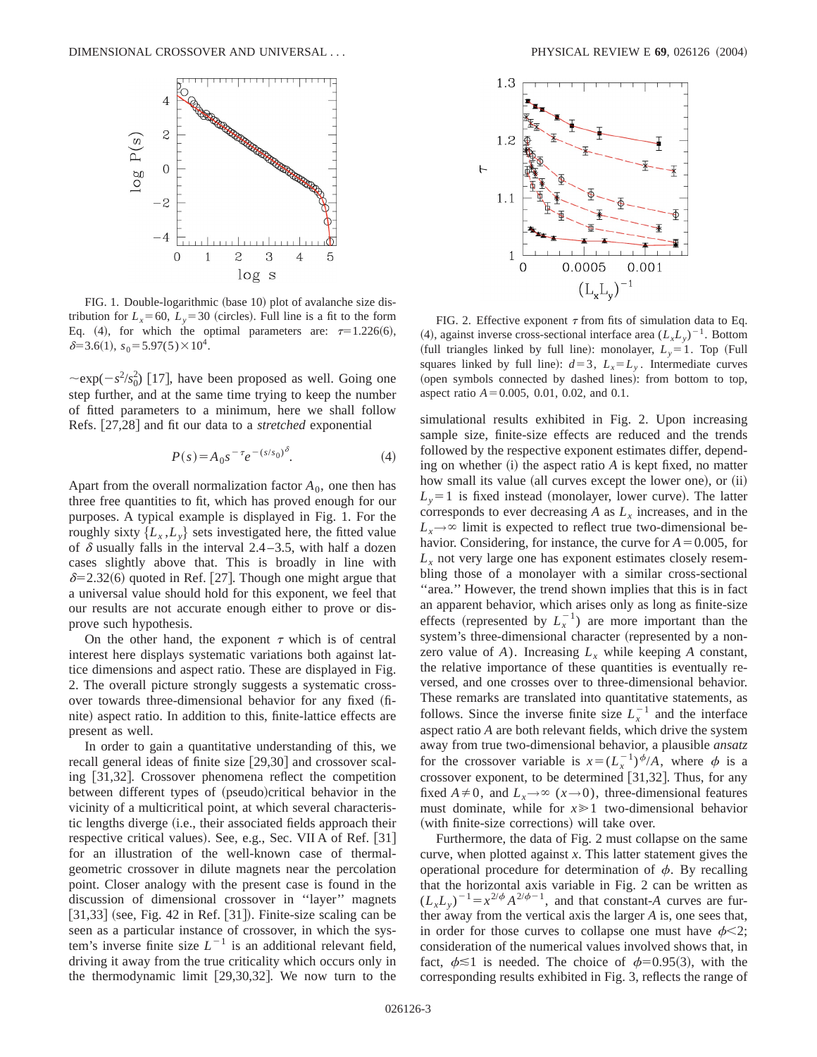FIG. 1. Double-logarithmic (base 10) plot of avalanche size distribution for $L_x=60$, $L_y=30$ (circles). Full line is a fit to the form Eq. (4), for which the optimal parameters are: $\tau=1.226(6)$, $\delta=3.6(1)$, $s_0=5.97(5)\times 10^4$.

$\sim\exp(-s^2/s_0^2)$ [17], have been proposed as well. Going one step further, and at the same time trying to keep the number of fitted parameters to a minimum, here we shall follow Refs. [27,28] and fit our data to a *stretched* exponential

$$P(s)=A_0 s^{-\tau} e^{-(s/s_0)^{\delta}}. \tag{4}$$

Apart from the overall normalization factor $A_0$, one then has three free quantities to fit, which has proved enough for our purposes. A typical example is displayed in Fig. 1. For the roughly sixty $\{L_x, L_y\}$ sets investigated here, the fitted value of $\delta$ usually falls in the interval 2.4–3.5, with half a dozen cases slightly above that. This is broadly in line with $\delta=2.32(6)$ quoted in Ref. [27]. Though one might argue that a universal value should hold for this exponent, we feel that our results are not accurate enough either to prove or disprove such hypothesis.

On the other hand, the exponent $\tau$ which is of central interest here displays systematic variations both against lattice dimensions and aspect ratio. These are displayed in Fig. 2. The overall picture strongly suggests a systematic crossover towards three-dimensional behavior for any fixed (finite) aspect ratio. In addition to this, finite-lattice effects are present as well.

In order to gain a quantitative understanding of this, we recall general ideas of finite size [29,30] and crossover scaling [31,32]. Crossover phenomena reflect the competition between different types of (pseudo)critical behavior in the vicinity of a multicritical point, at which several characteristic lengths diverge (i.e., their associated fields approach their respective critical values). See, e.g., Sec. VII A of Ref. [31] for an illustration of the well-known case of thermal-geometric crossover in dilute magnets near the percolation point. Closer analogy with the present case is found in the discussion of dimensional crossover in "layer" magnets [31,33] (see, Fig. 42 in Ref. [31]). Finite-size scaling can be seen as a particular instance of crossover, in which the system's inverse finite size $L^{-1}$ is an additional relevant field, driving it away from the true criticality which occurs only in the thermodynamic limit [29,30,32]. We now turn to the simulational results exhibited in Fig. 2. Upon increasing sample size, finite-size effects are reduced and the trends followed by the respective exponent estimates differ, depending on whether (i) the aspect ratio $A$ is kept fixed, no matter how small its value (all curves except the lower one), or (ii) $L_y=1$ is fixed instead (monolayer, lower curve). The latter corresponds to ever decreasing $A$ as $L_x$ increases, and in the $L_x\to\infty$ limit is expected to reflect true two-dimensional behavior. Considering, for instance, the curve for $A=0.005$, for $L_x$ not very large one has exponent estimates closely resembling those of a monolayer with a similar cross-sectional "area." However, the trend shown implies that this is in fact an apparent behavior, which arises only as long as finite-size effects (represented by $L_x^{-1}$) are more important than the system's three-dimensional character (represented by a nonzero value of $A$). Increasing $L_x$ while keeping $A$ constant, the relative importance of these quantities is eventually reversed, and one crosses over to three-dimensional behavior. These remarks are translated into quantitative statements, as follows. Since the inverse finite size $L_x^{-1}$ and the interface aspect ratio $A$ are both relevant fields, which drive the system away from true two-dimensional behavior, a plausible *ansatz* for the crossover variable is $x=(L_x^{-1})^{\phi}/A$, where $\phi$ is a crossover exponent, to be determined [31,32]. Thus, for any fixed $A\neq 0$, and $L_x\to\infty$ $(x\to 0)$, three-dimensional features must dominate, while for $x\gg 1$ two-dimensional behavior (with finite-size corrections) will take over.

FIG. 2. Effective exponent $\tau$ from fits of simulation data to Eq. (4), against inverse cross-sectional interface area $(L_xL_y)^{-1}$. Bottom (full triangles linked by full line): monolayer, $L_y=1$. Top (Full squares linked by full line): $d=3$, $L_x=L_y$. Intermediate curves (open symbols connected by dashed lines): from bottom to top, aspect ratio $A=0.005$, 0.01, 0.02, and 0.1.

Furthermore, the data of Fig. 2 must collapse on the same curve, when plotted against $x$. This latter statement gives the operational procedure for determination of $\phi$. By recalling that the horizontal axis variable in Fig. 2 can be written as $(L_xL_y)^{-1}=x^{2/\phi}A^{2/\phi-1}$, and that constant-$A$ curves are further away from the vertical axis the larger $A$ is, one sees that, in order for those curves to collapse one must have $\phi<2$; consideration of the numerical values involved shows that, in fact, $\phi\lesssim 1$ is needed. The choice of $\phi=0.95(3)$, with the corresponding results exhibited in Fig. 3, reflects the range of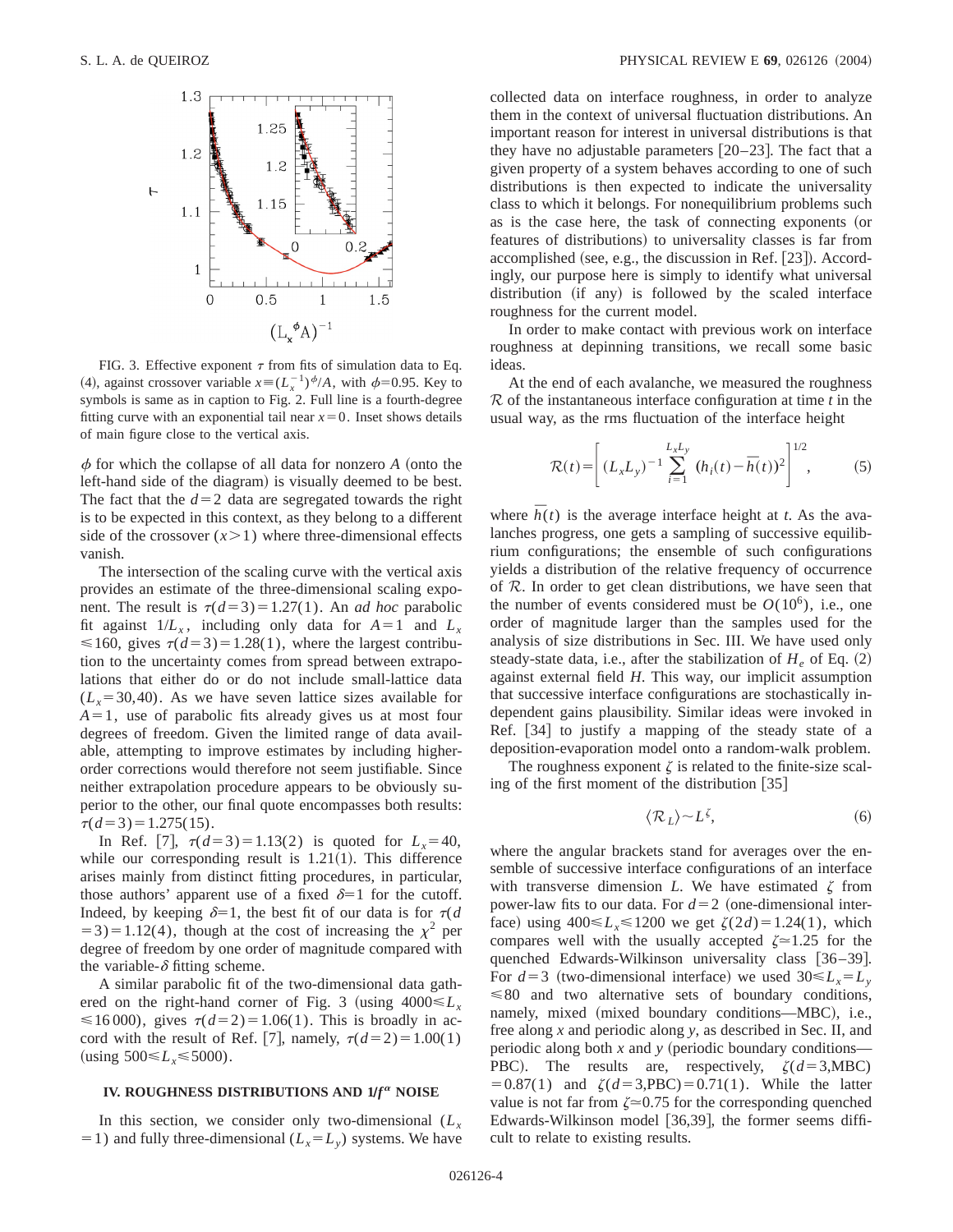FIG. 3. Effective exponent $\tau$ from fits of simulation data to Eq. (4), against crossover variable $x \equiv (L_x^{-1})^{\phi}/A$, with $\phi$=0.95. Key to symbols is same as in caption to Fig. 2. Full line is a fourth-degree fitting curve with an exponential tail near $x=0$. Inset shows details of main figure close to the vertical axis.

$\phi$ for which the collapse of all data for nonzero $A$ (onto the left-hand side of the diagram) is visually deemed to be best. The fact that the $d=2$ data are segregated towards the right is to be expected in this context, as they belong to a different side of the crossover ($x>1$) where three-dimensional effects vanish.

The intersection of the scaling curve with the vertical axis provides an estimate of the three-dimensional scaling exponent. The result is $\tau(d=3)=1.27(1)$. An *ad hoc* parabolic fit against $1/L_x$, including only data for $A=1$ and $L_x \leqslant 160$, gives $\tau(d=3)=1.28(1)$, where the largest contribution to the uncertainty comes from spread between extrapolations that either do or do not include small-lattice data ($L_x=30,40$). As we have seven lattice sizes available for $A=1$, use of parabolic fits already gives us at most four degrees of freedom. Given the limited range of data available, attempting to improve estimates by including higher-order corrections would therefore not seem justifiable. Since neither extrapolation procedure appears to be obviously superior to the other, our final quote encompasses both results: $\tau(d=3)=1.275(15)$.

In Ref. [7], $\tau(d=3)=1.13(2)$ is quoted for $L_x=40$, while our corresponding result is 1.21(1). This difference arises mainly from distinct fitting procedures, in particular, those authors' apparent use of a fixed $\delta=1$ for the cutoff. Indeed, by keeping $\delta=1$, the best fit of our data is for $\tau(d=3)=1.12(4)$, though at the cost of increasing the $\chi^2$ per degree of freedom by one order of magnitude compared with the variable-$\delta$ fitting scheme.

A similar parabolic fit of the two-dimensional data gathered on the right-hand corner of Fig. 3 (using $4000 \leqslant L_x \leqslant 16\,000$), gives $\tau(d=2)=1.06(1)$. This is broadly in accord with the result of Ref. [7], namely, $\tau(d=2)=1.00(1)$ (using $500 \leqslant L_x \leqslant 5000$).

## IV. ROUGHNESS DISTRIBUTIONS AND $1/f^{\alpha}$ NOISE

In this section, we consider only two-dimensional ($L_x=1$) and fully three-dimensional ($L_x=L_y$) systems. We have collected data on interface roughness, in order to analyze them in the context of universal fluctuation distributions. An important reason for interest in universal distributions is that they have no adjustable parameters [20–23]. The fact that a given property of a system behaves according to one of such distributions is then expected to indicate the universality class to which it belongs. For nonequilibrium problems such as is the case here, the task of connecting exponents (or features of distributions) to universality classes is far from accomplished (see, e.g., the discussion in Ref. [23]). Accordingly, our purpose here is simply to identify what universal distribution (if any) is followed by the scaled interface roughness for the current model.

In order to make contact with previous work on interface roughness at depinning transitions, we recall some basic ideas.

At the end of each avalanche, we measured the roughness $\mathcal{R}$ of the instantaneous interface configuration at time $t$ in the usual way, as the rms fluctuation of the interface height

$$\mathcal{R}(t)=\left[(L_xL_y)^{-1}\sum_{i=1}^{L_xL_y}(h_i(t)-\overline{h}(t))^2\right]^{1/2}, \tag{5}$$

where $\overline{h}(t)$ is the average interface height at $t$. As the avalanches progress, one gets a sampling of successive equilibrium configurations; the ensemble of such configurations yields a distribution of the relative frequency of occurrence of $\mathcal{R}$. In order to get clean distributions, we have seen that the number of events considered must be $O(10^6)$, i.e., one order of magnitude larger than the samples used for the analysis of size distributions in Sec. III. We have used only steady-state data, i.e., after the stabilization of $H_e$ of Eq. (2) against external field $H$. This way, our implicit assumption that successive interface configurations are stochastically independent gains plausibility. Similar ideas were invoked in Ref. [34] to justify a mapping of the steady state of a deposition-evaporation model onto a random-walk problem.

The roughness exponent $\zeta$ is related to the finite-size scaling of the first moment of the distribution [35]

$$\langle \mathcal{R}_L \rangle \sim L^{\zeta}, \tag{6}$$

where the angular brackets stand for averages over the ensemble of successive interface configurations of an interface with transverse dimension $L$. We have estimated $\zeta$ from power-law fits to our data. For $d=2$ (one-dimensional interface) using $400 \leqslant L_x \leqslant 1200$ we get $\zeta(2d)=1.24(1)$, which compares well with the usually accepted $\zeta \simeq 1.25$ for the quenched Edwards-Wilkinson universality class [36–39]. For $d=3$ (two-dimensional interface) we used $30 \leqslant L_x = L_y \leqslant 80$ and two alternative sets of boundary conditions, namely, mixed (mixed boundary conditions—MBC), i.e., free along $x$ and periodic along $y$, as described in Sec. II, and periodic along both $x$ and $y$ (periodic boundary conditions—PBC). The results are, respectively, $\zeta(d=3,\text{MBC})=0.87(1)$ and $\zeta(d=3,\text{PBC})=0.71(1)$. While the latter value is not far from $\zeta \simeq 0.75$ for the corresponding quenched Edwards-Wilkinson model [36,39], the former seems difficult to relate to existing results.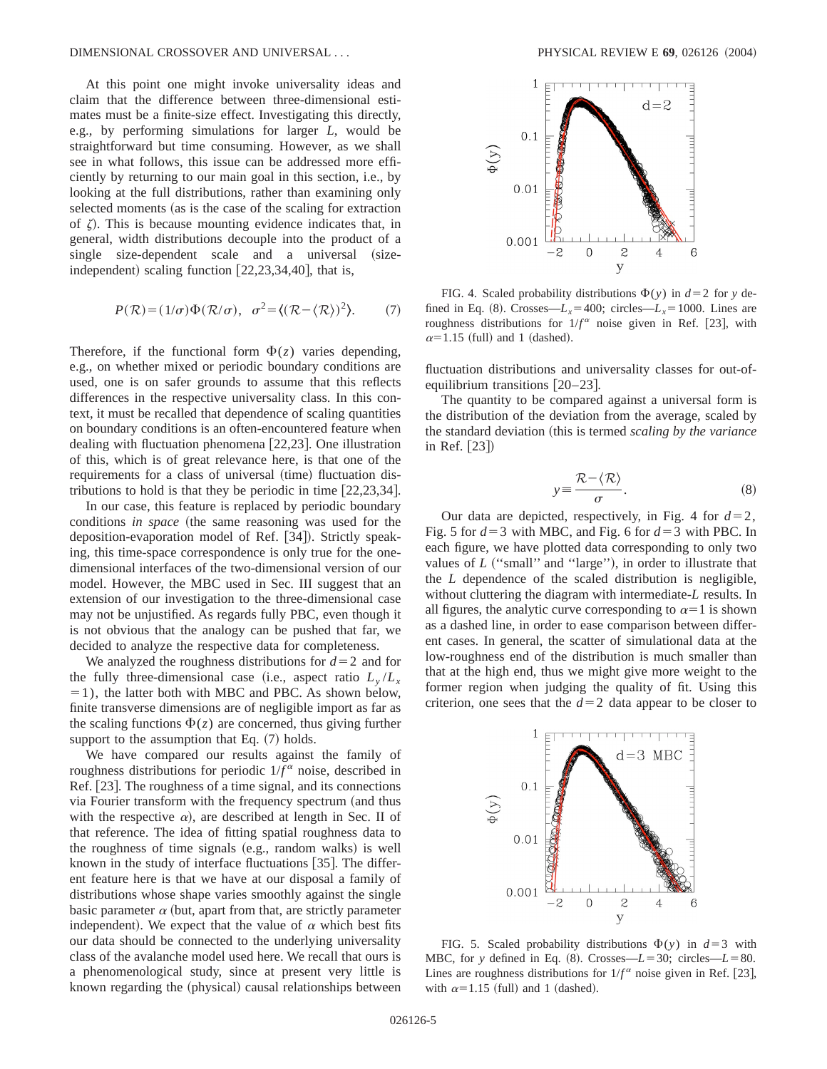At this point one might invoke universality ideas and claim that the difference between three-dimensional estimates must be a finite-size effect. Investigating this directly, e.g., by performing simulations for larger $L$, would be straightforward but time consuming. However, as we shall see in what follows, this issue can be addressed more efficiently by returning to our main goal in this section, i.e., by looking at the full distributions, rather than examining only selected moments (as is the case of the scaling for extraction of $\zeta$). This is because mounting evidence indicates that, in general, width distributions decouple into the product of a single size-dependent scale and a universal (size-independent) scaling function [22,23,34,40], that is,

$$P(\mathcal{R}) = (1/\sigma)\Phi(\mathcal{R}/\sigma), \quad \sigma^2 = \langle(\mathcal{R} - \langle\mathcal{R}\rangle)^2\rangle. \tag{7}$$

Therefore, if the functional form $\Phi(z)$ varies depending, e.g., on whether mixed or periodic boundary conditions are used, one is on safer grounds to assume that this reflects differences in the respective universality class. In this context, it must be recalled that dependence of scaling quantities on boundary conditions is an often-encountered feature when dealing with fluctuation phenomena [22,23]. One illustration of this, which is of great relevance here, is that one of the requirements for a class of universal (time) fluctuation distributions to hold is that they be periodic in time [22,23,34].

In our case, this feature is replaced by periodic boundary conditions *in space* (the same reasoning was used for the deposition-evaporation model of Ref. [34]). Strictly speaking, this time-space correspondence is only true for the one-dimensional interfaces of the two-dimensional version of our model. However, the MBC used in Sec. III suggest that an extension of our investigation to the three-dimensional case may not be unjustified. As regards fully PBC, even though it is not obvious that the analogy can be pushed that far, we decided to analyze the respective data for completeness.

We analyzed the roughness distributions for $d=2$ and for the fully three-dimensional case (i.e., aspect ratio $L_y/L_x = 1$), the latter both with MBC and PBC. As shown below, finite transverse dimensions are of negligible import as far as the scaling functions $\Phi(z)$ are concerned, thus giving further support to the assumption that Eq. (7) holds.

We have compared our results against the family of roughness distributions for periodic $1/f^\alpha$ noise, described in Ref. [23]. The roughness of a time signal, and its connections via Fourier transform with the frequency spectrum (and thus with the respective $\alpha$), are described at length in Sec. II of that reference. The idea of fitting spatial roughness data to the roughness of time signals (e.g., random walks) is well known in the study of interface fluctuations [35]. The different feature here is that we have at our disposal a family of distributions whose shape varies smoothly against the single basic parameter $\alpha$ (but, apart from that, are strictly parameter independent). We expect that the value of $\alpha$ which best fits our data should be connected to the underlying universality class of the avalanche model used here. We recall that ours is a phenomenological study, since at present very little is known regarding the (physical) causal relationships between fluctuation distributions and universality classes for out-of-equilibrium transitions [20–23].

FIG. 4. Scaled probability distributions $\Phi(y)$ in $d=2$ for $y$ defined in Eq. (8). Crosses—$L_x = 400$; circles—$L_x = 1000$. Lines are roughness distributions for $1/f^\alpha$ noise given in Ref. [23], with $\alpha = 1.15$ (full) and 1 (dashed).

The quantity to be compared against a universal form is the distribution of the deviation from the average, scaled by the standard deviation (this is termed *scaling by the variance* in Ref. [23])

$$y \equiv \frac{\mathcal{R} - \langle\mathcal{R}\rangle}{\sigma}. \tag{8}$$

Our data are depicted, respectively, in Fig. 4 for $d=2$, Fig. 5 for $d=3$ with MBC, and Fig. 6 for $d=3$ with PBC. In each figure, we have plotted data corresponding to only two values of $L$ ("small" and "large"), in order to illustrate that the $L$ dependence of the scaled distribution is negligible, without cluttering the diagram with intermediate-$L$ results. In all figures, the analytic curve corresponding to $\alpha=1$ is shown as a dashed line, in order to ease comparison between different cases. In general, the scatter of simulational data at the low-roughness end of the distribution is much smaller than that at the high end, thus we might give more weight to the former region when judging the quality of fit. Using this criterion, one sees that the $d=2$ data appear to be closer to

FIG. 5. Scaled probability distributions $\Phi(y)$ in $d=3$ with MBC, for $y$ defined in Eq. (8). Crosses—$L=30$; circles—$L=80$. Lines are roughness distributions for $1/f^\alpha$ noise given in Ref. [23], with $\alpha=1.15$ (full) and 1 (dashed).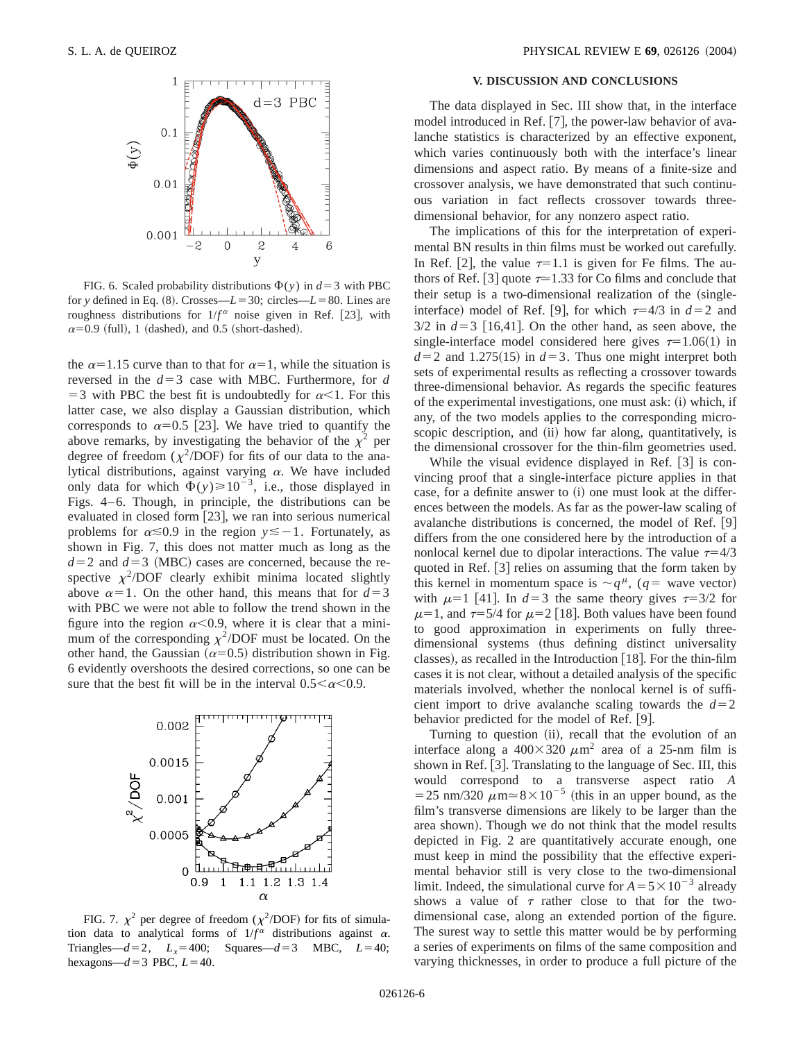FIG. 6. Scaled probability distributions $\Phi(y)$ in $d=3$ with PBC for $y$ defined in Eq. (8). Crosses—$L=30$; circles—$L=80$. Lines are roughness distributions for $1/f^{\alpha}$ noise given in Ref. [23], with $\alpha=0.9$ (full), 1 (dashed), and 0.5 (short-dashed).

the $\alpha=1.15$ curve than to that for $\alpha=1$, while the situation is reversed in the $d=3$ case with MBC. Furthermore, for $d=3$ with PBC the best fit is undoubtedly for $\alpha<1$. For this latter case, we also display a Gaussian distribution, which corresponds to $\alpha=0.5$ [23]. We have tried to quantify the above remarks, by investigating the behavior of the $\chi^2$ per degree of freedom ($\chi^2$/DOF) for fits of our data to the analytical distributions, against varying $\alpha$. We have included only data for which $\Phi(y)\geqslant 10^{-3}$, i.e., those displayed in Figs. 4–6. Though, in principle, the distributions can be evaluated in closed form [23], we ran into serious numerical problems for $\alpha\lesssim 0.9$ in the region $y\lesssim -1$. Fortunately, as shown in Fig. 7, this does not matter much as long as the $d=2$ and $d=3$ (MBC) cases are concerned, because the respective $\chi^2$/DOF clearly exhibit minima located slightly above $\alpha=1$. On the other hand, this means that for $d=3$ with PBC we were not able to follow the trend shown in the figure into the region $\alpha<0.9$, where it is clear that a minimum of the corresponding $\chi^2$/DOF must be located. On the other hand, the Gaussian ($\alpha=0.5$) distribution shown in Fig. 6 evidently overshoots the desired corrections, so one can be sure that the best fit will be in the interval $0.5<\alpha<0.9$.

FIG. 7. $\chi^2$ per degree of freedom ($\chi^2$/DOF) for fits of simulation data to analytical forms of $1/f^{\alpha}$ distributions against $\alpha$. Triangles—$d=2$, $L_x=400$; Squares—$d=3$ MBC, $L=40$; hexagons—$d=3$ PBC, $L=40$.

## V. DISCUSSION AND CONCLUSIONS

The data displayed in Sec. III show that, in the interface model introduced in Ref. [7], the power-law behavior of avalanche statistics is characterized by an effective exponent, which varies continuously both with the interface's linear dimensions and aspect ratio. By means of a finite-size and crossover analysis, we have demonstrated that such continuous variation in fact reflects crossover towards three-dimensional behavior, for any nonzero aspect ratio.

The implications of this for the interpretation of experimental BN results in thin films must be worked out carefully. In Ref. [2], the value $\tau=1.1$ is given for Fe films. The authors of Ref. [3] quote $\tau\simeq 1.33$ for Co films and conclude that their setup is a two-dimensional realization of the (single-interface) model of Ref. [9], for which $\tau=4/3$ in $d=2$ and $3/2$ in $d=3$ [16,41]. On the other hand, as seen above, the single-interface model considered here gives $\tau=1.06(1)$ in $d=2$ and $1.275(15)$ in $d=3$. Thus one might interpret both sets of experimental results as reflecting a crossover towards three-dimensional behavior. As regards the specific features of the experimental investigations, one must ask: (i) which, if any, of the two models applies to the corresponding microscopic description, and (ii) how far along, quantitatively, is the dimensional crossover for the thin-film geometries used.

While the visual evidence displayed in Ref. [3] is convincing proof that a single-interface picture applies in that case, for a definite answer to (i) one must look at the differences between the models. As far as the power-law scaling of avalanche distributions is concerned, the model of Ref. [9] differs from the one considered here by the introduction of a nonlocal kernel due to dipolar interactions. The value $\tau=4/3$ quoted in Ref. [3] relies on assuming that the form taken by this kernel in momentum space is $\sim q^{\mu}$, ($q=$ wave vector) with $\mu=1$ [41]. In $d=3$ the same theory gives $\tau=3/2$ for $\mu=1$, and $\tau=5/4$ for $\mu=2$ [18]. Both values have been found to good approximation in experiments on fully three-dimensional systems (thus defining distinct universality classes), as recalled in the Introduction [18]. For the thin-film cases it is not clear, without a detailed analysis of the specific materials involved, whether the nonlocal kernel is of sufficient import to drive avalanche scaling towards the $d=2$ behavior predicted for the model of Ref. [9].

Turning to question (ii), recall that the evolution of an interface along a $400\times 320\ \mu\text{m}^2$ area of a 25-nm film is shown in Ref. [3]. Translating to the language of Sec. III, this would correspond to a transverse aspect ratio $A=25\ \text{nm}/320\ \mu\text{m}\simeq 8\times 10^{-5}$ (this in an upper bound, as the film's transverse dimensions are likely to be larger than the area shown). Though we do not think that the model results depicted in Fig. 2 are quantitatively accurate enough, one must keep in mind the possibility that the effective experimental behavior still is very close to the two-dimensional limit. Indeed, the simulational curve for $A=5\times 10^{-3}$ already shows a value of $\tau$ rather close to that for the two-dimensional case, along an extended portion of the figure. The surest way to settle this matter would be by performing a series of experiments on films of the same composition and varying thicknesses, in order to produce a full picture of the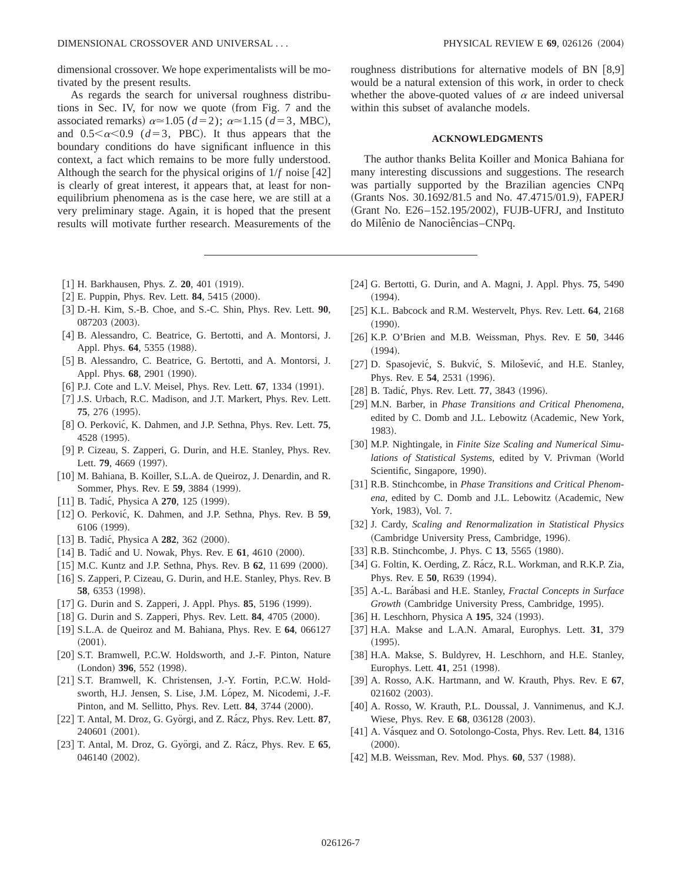dimensional crossover. We hope experimentalists will be motivated by the present results.

As regards the search for universal roughness distributions in Sec. IV, for now we quote (from Fig. 7 and the associated remarks) $\alpha \simeq 1.05$ ($d=2$); $\alpha \simeq 1.15$ ($d=3$, MBC), and $0.5 < \alpha < 0.9$ ($d=3$, PBC). It thus appears that the boundary conditions do have significant influence in this context, a fact which remains to be more fully understood. Although the search for the physical origins of $1/f$ noise [42] is clearly of great interest, it appears that, at least for non-equilibrium phenomena as is the case here, we are still at a very preliminary stage. Again, it is hoped that the present results will motivate further research. Measurements of the roughness distributions for alternative models of BN [8,9] would be a natural extension of this work, in order to check whether the above-quoted values of $\alpha$ are indeed universal within this subset of avalanche models.

## ACKNOWLEDGMENTS

The author thanks Belita Koiller and Monica Bahiana for many interesting discussions and suggestions. The research was partially supported by the Brazilian agencies CNPq (Grants Nos. 30.1692/81.5 and No. 47.4715/01.9), FAPERJ (Grant No. E26–152.195/2002), FUJB-UFRJ, and Instituto do Milênio de Nanociências–CNPq.

---

[1] H. Barkhausen, Phys. Z. **20**, 401 (1919).
[2] E. Puppin, Phys. Rev. Lett. **84**, 5415 (2000).
[3] D.-H. Kim, S.-B. Choe, and S.-C. Shin, Phys. Rev. Lett. **90**, 087203 (2003).
[4] B. Alessandro, C. Beatrice, G. Bertotti, and A. Montorsi, J. Appl. Phys. **64**, 5355 (1988).
[5] B. Alessandro, C. Beatrice, G. Bertotti, and A. Montorsi, J. Appl. Phys. **68**, 2901 (1990).
[6] P.J. Cote and L.V. Meisel, Phys. Rev. Lett. **67**, 1334 (1991).
[7] J.S. Urbach, R.C. Madison, and J.T. Markert, Phys. Rev. Lett. **75**, 276 (1995).
[8] O. Perković, K. Dahmen, and J.P. Sethna, Phys. Rev. Lett. **75**, 4528 (1995).
[9] P. Cizeau, S. Zapperi, G. Durin, and H.E. Stanley, Phys. Rev. Lett. **79**, 4669 (1997).
[10] M. Bahiana, B. Koiller, S.L.A. de Queiroz, J. Denardin, and R. Sommer, Phys. Rev. E **59**, 3884 (1999).
[11] B. Tadić, Physica A **270**, 125 (1999).
[12] O. Perković, K. Dahmen, and J.P. Sethna, Phys. Rev. B **59**, 6106 (1999).
[13] B. Tadić, Physica A **282**, 362 (2000).
[14] B. Tadić and U. Nowak, Phys. Rev. E **61**, 4610 (2000).
[15] M.C. Kuntz and J.P. Sethna, Phys. Rev. B **62**, 11 699 (2000).
[16] S. Zapperi, P. Cizeau, G. Durin, and H.E. Stanley, Phys. Rev. B **58**, 6353 (1998).
[17] G. Durin and S. Zapperi, J. Appl. Phys. **85**, 5196 (1999).
[18] G. Durin and S. Zapperi, Phys. Rev. Lett. **84**, 4705 (2000).
[19] S.L.A. de Queiroz and M. Bahiana, Phys. Rev. E **64**, 066127 (2001).
[20] S.T. Bramwell, P.C.W. Holdsworth, and J.-F. Pinton, Nature (London) **396**, 552 (1998).
[21] S.T. Bramwell, K. Christensen, J.-Y. Fortin, P.C.W. Holdsworth, H.J. Jensen, S. Lise, J.M. López, M. Nicodemi, J.-F. Pinton, and M. Sellitto, Phys. Rev. Lett. **84**, 3744 (2000).
[22] T. Antal, M. Droz, G. Györgi, and Z. Rácz, Phys. Rev. Lett. **87**, 240601 (2001).
[23] T. Antal, M. Droz, G. Györgi, and Z. Rácz, Phys. Rev. E **65**, 046140 (2002).
[24] G. Bertotti, G. Durin, and A. Magni, J. Appl. Phys. **75**, 5490 (1994).
[25] K.L. Babcock and R.M. Westervelt, Phys. Rev. Lett. **64**, 2168 (1990).
[26] K.P. O'Brien and M.B. Weissman, Phys. Rev. E **50**, 3446 (1994).
[27] D. Spasojević, S. Bukvić, S. Milošević, and H.E. Stanley, Phys. Rev. E **54**, 2531 (1996).
[28] B. Tadić, Phys. Rev. Lett. **77**, 3843 (1996).
[29] M.N. Barber, in *Phase Transitions and Critical Phenomena*, edited by C. Domb and J.L. Lebowitz (Academic, New York, 1983).
[30] M.P. Nightingale, in *Finite Size Scaling and Numerical Simulations of Statistical Systems*, edited by V. Privman (World Scientific, Singapore, 1990).
[31] R.B. Stinchcombe, in *Phase Transitions and Critical Phenomena*, edited by C. Domb and J.L. Lebowitz (Academic, New York, 1983), Vol. 7.
[32] J. Cardy, *Scaling and Renormalization in Statistical Physics* (Cambridge University Press, Cambridge, 1996).
[33] R.B. Stinchcombe, J. Phys. C **13**, 5565 (1980).
[34] G. Foltin, K. Oerding, Z. Rácz, R.L. Workman, and R.K.P. Zia, Phys. Rev. E **50**, R639 (1994).
[35] A.-L. Barábasi and H.E. Stanley, *Fractal Concepts in Surface Growth* (Cambridge University Press, Cambridge, 1995).
[36] H. Leschhorn, Physica A **195**, 324 (1993).
[37] H.A. Makse and L.A.N. Amaral, Europhys. Lett. **31**, 379 (1995).
[38] H.A. Makse, S. Buldyrev, H. Leschhorn, and H.E. Stanley, Europhys. Lett. **41**, 251 (1998).
[39] A. Rosso, A.K. Hartmann, and W. Krauth, Phys. Rev. E **67**, 021602 (2003).
[40] A. Rosso, W. Krauth, P.L. Doussal, J. Vannimenus, and K.J. Wiese, Phys. Rev. E **68**, 036128 (2003).
[41] A. Vásquez and O. Sotolongo-Costa, Phys. Rev. Lett. **84**, 1316 (2000).
[42] M.B. Weissman, Rev. Mod. Phys. **60**, 537 (1988).